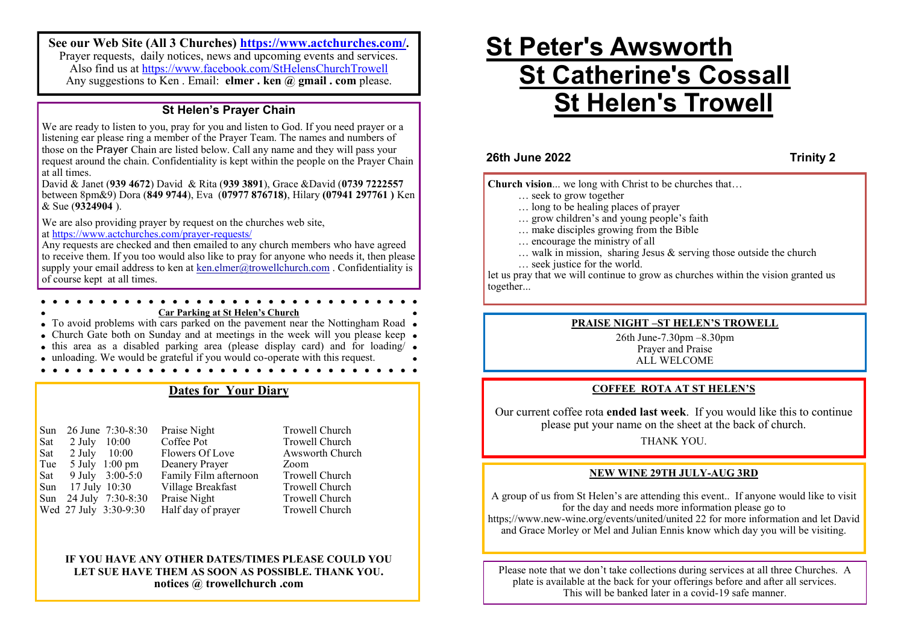**See our Web Site (All 3 Churches) https://www.actchurches.com/.**
Prayer requests, daily notices, news and upcoming events and services.
Also find us at https://www.facebook.com/StHelensChurchTrowell
Any suggestions to Ken . Email: **elmer . ken @ gmail . com** please.

### St Helen's Prayer Chain

We are ready to listen to you, pray for you and listen to God. If you need prayer or a listening ear please ring a member of the Prayer Team. The names and numbers of those on the Prayer Chain are listed below. Call any name and they will pass your request around the chain. Confidentiality is kept within the people on the Prayer Chain at all times.

David & Janet (**939 4672**) David & Rita (**939 3891**), Grace &David (**0739 7222557** between 8pm&9) Dora (**849 9744**), Eva (**07977 876718)**, Hilary **(07941 297761 )** Ken & Sue (**9324904** ).

We are also providing prayer by request on the churches web site, at https://www.actchurches.com/prayer-requests/

Any requests are checked and then emailed to any church members who have agreed to receive them. If you too would also like to pray for anyone who needs it, then please supply your email address to ken at ken.elmer@trowellchurch.com . Confidentiality is of course kept at all times.

**Car Parking at St Helen's Church**

To avoid problems with cars parked on the pavement near the Nottingham Road Church Gate both on Sunday and at meetings in the week will you please keep this area as a disabled parking area (please display card) and for loading/ unloading. We would be grateful if you would co-operate with this request.

## Dates for Your Diary

| | | | | |
|---|---|---|---|---|
| Sun | 26 June | 7:30-8:30 | Praise Night | Trowell Church |
| Sat | 2 July | 10:00 | Coffee Pot | Trowell Church |
| Sat | 2 July | 10:00 | Flowers Of Love | Awsworth Church |
| Tue | 5 July | 1:00 pm | Deanery Prayer | Zoom |
| Sat | 9 July | 3:00-5:0 | Family Film afternoon | Trowell Church |
| Sun | 17 July | 10:30 | Village Breakfast | Trowell Church |
| Sun | 24 July | 7:30-8:30 | Praise Night | Trowell Church |
| Wed | 27 July | 3:30-9:30 | Half day of prayer | Trowell Church |

**IF YOU HAVE ANY OTHER DATES/TIMES PLEASE COULD YOU LET SUE HAVE THEM AS SOON AS POSSIBLE. THANK YOU. notices @ trowellchurch .com**

# St Peter's Awsworth
# St Catherine's Cossall
# St Helen's Trowell

**26th June 2022** **Trinity 2**

**Church vision**... we long with Christ to be churches that…
- … seek to grow together
- … long to be healing places of prayer
- … grow children's and young people's faith
- … make disciples growing from the Bible
- … encourage the ministry of all
- … walk in mission, sharing Jesus & serving those outside the church
- … seek justice for the world.

let us pray that we will continue to grow as churches within the vision granted us together...

**PRAISE NIGHT –ST HELEN'S TROWELL**

26th June-7.30pm –8.30pm
Prayer and Praise
ALL WELCOME

**COFFEE ROTA AT ST HELEN'S**

Our current coffee rota **ended last week**. If you would like this to continue please put your name on the sheet at the back of church.

THANK YOU.

**NEW WINE 29TH JULY-AUG 3RD**

A group of us from St Helen's are attending this event.. If anyone would like to visit for the day and needs more information please go to https;//www.new-wine.org/events/united/united 22 for more information and let David and Grace Morley or Mel and Julian Ennis know which day you will be visiting.

Please note that we don't take collections during services at all three Churches. A plate is available at the back for your offerings before and after all services. This will be banked later in a covid-19 safe manner.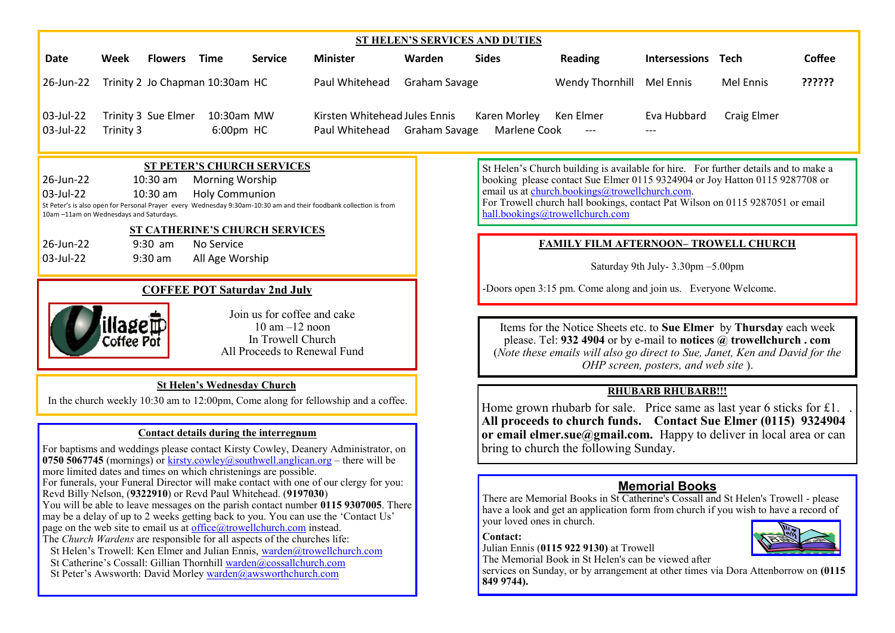## ST HELEN'S SERVICES AND DUTIES

| Date | Week | Flowers | Time | Service | Minister | Warden | Sides | Reading | Intersessions | Tech | Coffee |
|---|---|---|---|---|---|---|---|---|---|---|---|
| 26-Jun-22 | Trinity 2 | Jo Chapman | 10:30am | HC | Paul Whitehead | Graham Savage | | Wendy Thornhill | Mel Ennis | Mel Ennis | ?????? |
| 03-Jul-22 | Trinity 3 | Sue Elmer | 10:30am | MW | Kirsten Whitehead | Jules Ennis | Karen Morley | Ken Elmer | Eva Hubbard | Craig Elmer | |
| 03-Jul-22 | Trinity 3 | | 6:00pm | HC | Paul Whitehead | Graham Savage | Marlene Cook | --- | --- | | |

## ST PETER'S CHURCH SERVICES

| | | |
|---|---|---|
| 26-Jun-22 | 10:30 am | Morning Worship |
| 03-Jul-22 | 10:30 am | Holy Communion |

St Peter's is also open for Personal Prayer every Wednesday 9:30am-10:30 am and their foodbank collection is from 10am –11am on Wednesdays and Saturdays.

## ST CATHERINE'S CHURCH SERVICES

| | | |
|---|---|---|
| 26-Jun-22 | 9:30 am | No Service |
| 03-Jul-22 | 9:30 am | All Age Worship |

## COFFEE POT Saturday 2nd July

Village Coffee Pot

Join us for coffee and cake
10 am –12 noon
In Trowell Church
All Proceeds to Renewal Fund

## St Helen's Wednesday Church

In the church weekly 10:30 am to 12:00pm, Come along for fellowship and a coffee.

## Contact details during the interregnum

For baptisms and weddings please contact Kirsty Cowley, Deanery Administrator, on **0750 5067745** (mornings) or kirsty.cowley@southwell.anglican.org – there will be more limited dates and times on which christenings are possible.
For funerals, your Funeral Director will make contact with one of our clergy for you: Revd Billy Nelson, (**9322910**) or Revd Paul Whitehead. (**9197030**)
You will still be able to leave messages on the parish contact number **0115 9307005**. There may be a delay of up to 2 weeks getting back to you. You can use the 'Contact Us' page on the web site to email us at office@trowellchurch.com instead.
The *Church Wardens* are responsible for all aspects of the churches life:
St Helen's Trowell: Ken Elmer and Julian Ennis, warden@trowellchurch.com
St Catherine's Cossall: Gillian Thornhill warden@cossallchurch.com
St Peter's Awsworth: David Morley warden@awsworthchurch.com

---

St Helen's Church building is available for hire. For further details and to make a booking please contact Sue Elmer 0115 9324904 or Joy Hatton 0115 9287708 or email us at church.bookings@trowellchurch.com.
For Trowell church hall bookings, contact Pat Wilson on 0115 9287051 or email hall.bookings@trowellchurch.com

## FAMILY FILM AFTERNOON– TROWELL CHURCH

Saturday 9th July- 3.30pm –5.00pm

-Doors open 3:15 pm. Come along and join us. Everyone Welcome.

---

Items for the Notice Sheets etc. to **Sue Elmer** by **Thursday** each week please. Tel: **932 4904** or by e-mail to **notices @ trowellchurch . com**
(*Note these emails will also go direct to Sue, Janet, Ken and David for the OHP screen, posters, and web site* ).

## RHUBARB RHUBARB!!!

Home grown rhubarb for sale. Price same as last year 6 sticks for £1. **All proceeds to church funds. Contact Sue Elmer (0115) 9324904 or email elmer.sue@gmail.com.** Happy to deliver in local area or can bring to church the following Sunday.

## Memorial Books

There are Memorial Books in St Catherine's Cossall and St Helen's Trowell - please have a look and get an application form from church if you wish to have a record of your loved ones in church.

**Contact:**
Julian Ennis (**0115 922 9130)** at Trowell
The Memorial Book in St Helen's can be viewed after services on Sunday, or by arrangement at other times via Dora Attenborrow on **(0115 849 9744).**